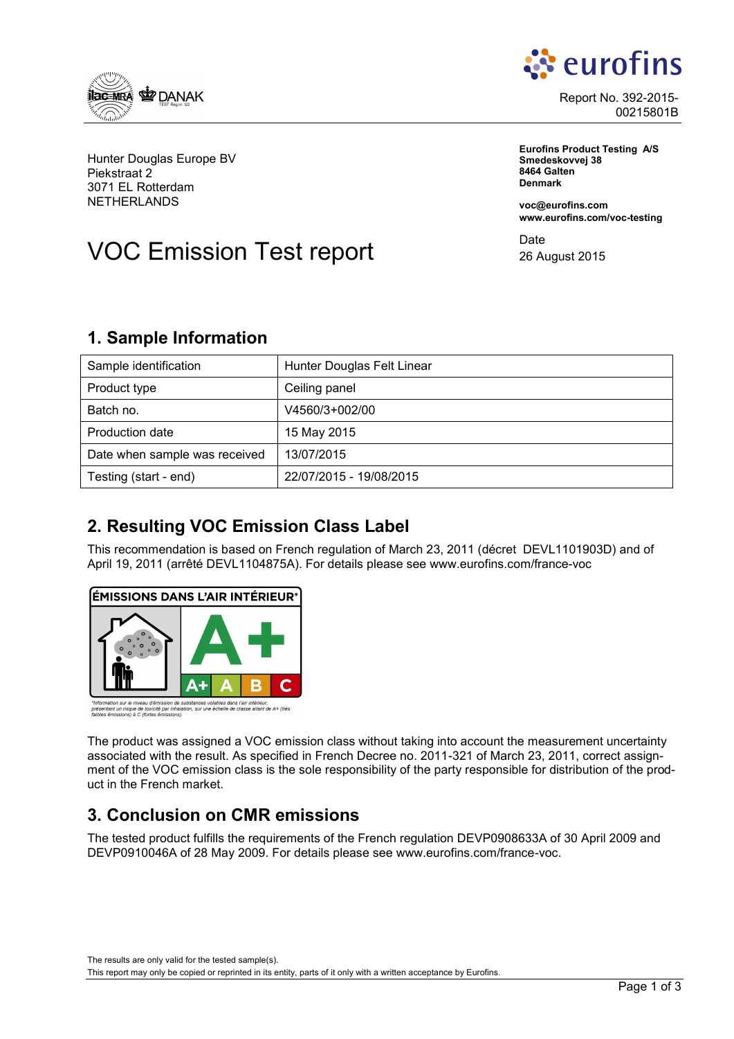Report No. 392-2015-00215801B

Hunter Douglas Europe BV
Piekstraat 2
3071 EL Rotterdam
NETHERLANDS

**Eurofins Product Testing A/S**
**Smedeskovvej 38**
**8464 Galten**
**Denmark**

**voc@eurofins.com**
**www.eurofins.com/voc-testing**

# VOC Emission Test report

Date
26 August 2015

## 1. Sample Information

| Sample identification | Hunter Douglas Felt Linear |
|---|---|
| Product type | Ceiling panel |
| Batch no. | V4560/3+002/00 |
| Production date | 15 May 2015 |
| Date when sample was received | 13/07/2015 |
| Testing (start - end) | 22/07/2015 - 19/08/2015 |

## 2. Resulting VOC Emission Class Label

This recommendation is based on French regulation of March 23, 2011 (décret DEVL1101903D) and of April 19, 2011 (arrêté DEVL1104875A). For details please see www.eurofins.com/france-voc

ÉMISSIONS DANS L'AIR INTÉRIEUR*

A+

A+ A B C

*Information sur le niveau d'émission de substances volatiles dans l'air intérieur, présentant un risque de toxicité par inhalation, sur une échelle de classe allant de A+ (très faibles émissions) à C (fortes émissions).

The product was assigned a VOC emission class without taking into account the measurement uncertainty associated with the result. As specified in French Decree no. 2011-321 of March 23, 2011, correct assignment of the VOC emission class is the sole responsibility of the party responsible for distribution of the product in the French market.

## 3. Conclusion on CMR emissions

The tested product fulfills the requirements of the French regulation DEVP0908633A of 30 April 2009 and DEVP0910046A of 28 May 2009. For details please see www.eurofins.com/france-voc.

The results are only valid for the tested sample(s).
This report may only be copied or reprinted in its entity, parts of it only with a written acceptance by Eurofins.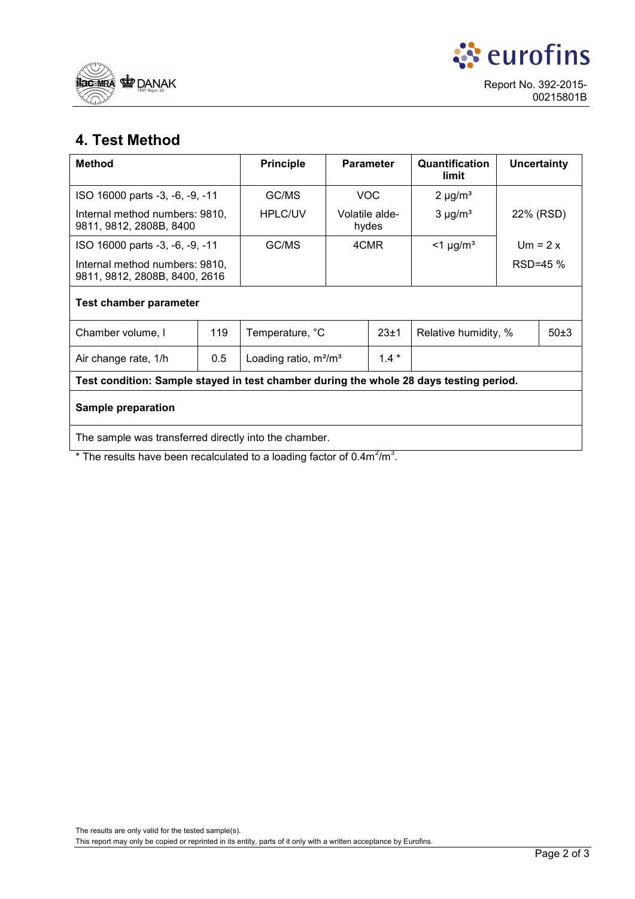## 4. Test Method

| Method | Principle | Parameter | Quantification limit | Uncertainty |
|---|---|---|---|---|
| ISO 16000 parts -3, -6, -9, -11 | GC/MS | VOC | 2 µg/m³ | 22% (RSD) |
| Internal method numbers: 9810, 9811, 9812, 2808B, 8400 | HPLC/UV | Volatile aldehydes | 3 µg/m³ | |
| ISO 16000 parts -3, -6, -9, -11 | GC/MS | 4CMR | <1 µg/m³ | Um = 2 x |
| Internal method numbers: 9810, 9811, 9812, 2808B, 8400, 2616 | | | | RSD=45 % |

**Test chamber parameter**

| Chamber volume, l | 119 | Temperature, °C | 23±1 | Relative humidity, % | 50±3 |
|---|---|---|---|---|---|
| Air change rate, 1/h | 0.5 | Loading ratio, m²/m³ | 1.4 * | | |

**Test condition: Sample stayed in test chamber during the whole 28 days testing period.**

**Sample preparation**

The sample was transferred directly into the chamber.

* The results have been recalculated to a loading factor of 0.4m²/m³.

The results are only valid for the tested sample(s).
This report may only be copied or reprinted in its entity, parts of it only with a written acceptance by Eurofins.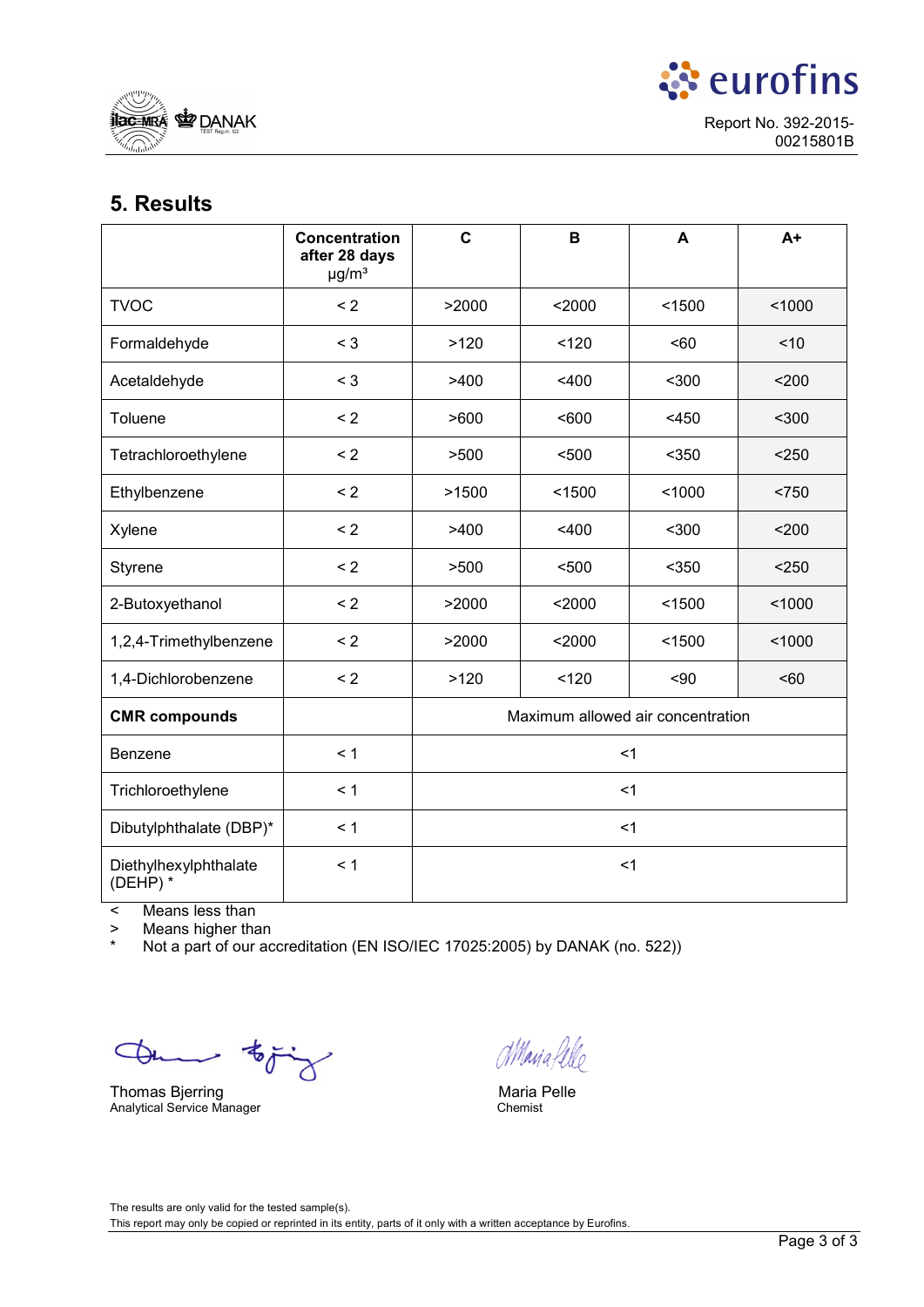## 5. Results

| | Concentration after 28 days µg/m³ | C | B | A | A+ |
|---|---|---|---|---|---|
| TVOC | < 2 | >2000 | <2000 | <1500 | <1000 |
| Formaldehyde | < 3 | >120 | <120 | <60 | <10 |
| Acetaldehyde | < 3 | >400 | <400 | <300 | <200 |
| Toluene | < 2 | >600 | <600 | <450 | <300 |
| Tetrachloroethylene | < 2 | >500 | <500 | <350 | <250 |
| Ethylbenzene | < 2 | >1500 | <1500 | <1000 | <750 |
| Xylene | < 2 | >400 | <400 | <300 | <200 |
| Styrene | < 2 | >500 | <500 | <350 | <250 |
| 2-Butoxyethanol | < 2 | >2000 | <2000 | <1500 | <1000 |
| 1,2,4-Trimethylbenzene | < 2 | >2000 | <2000 | <1500 | <1000 |
| 1,4-Dichlorobenzene | < 2 | >120 | <120 | <90 | <60 |
| **CMR compounds** | | Maximum allowed air concentration | | | |
| Benzene | < 1 | <1 | | | |
| Trichloroethylene | < 1 | <1 | | | |
| Dibutylphthalate (DBP)* | < 1 | <1 | | | |
| Diethylhexylphthalate (DEHP) * | < 1 | <1 | | | |

< Means less than
> Means higher than
* Not a part of our accreditation (EN ISO/IEC 17025:2005) by DANAK (no. 522))

Thomas Bjerring
Analytical Service Manager

Maria Pelle
Chemist

The results are only valid for the tested sample(s).
This report may only be copied or reprinted in its entity, parts of it only with a written acceptance by Eurofins.